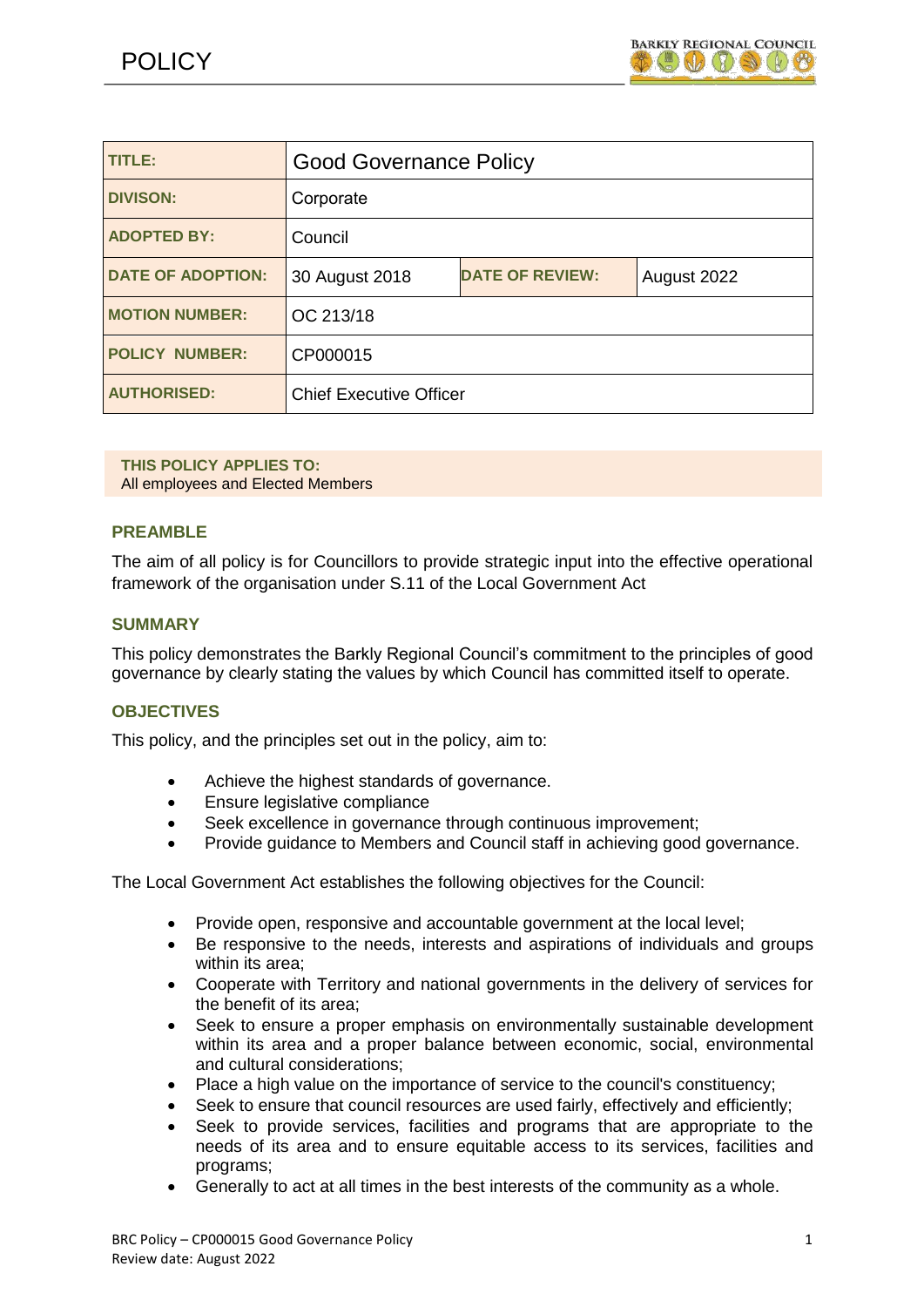# POLICY

| TITLE: | Good Governance Policy | | |
|---|---|---|---|
| DIVISON: | Corporate | | |
| ADOPTED BY: | Council | | |
| DATE OF ADOPTION: | 30 August 2018 | DATE OF REVIEW: | August 2022 |
| MOTION NUMBER: | OC 213/18 | | |
| POLICY NUMBER: | CP000015 | | |
| AUTHORISED: | Chief Executive Officer | | |

**THIS POLICY APPLIES TO:**
All employees and Elected Members

## PREAMBLE

The aim of all policy is for Councillors to provide strategic input into the effective operational framework of the organisation under S.11 of the Local Government Act

## SUMMARY

This policy demonstrates the Barkly Regional Council's commitment to the principles of good governance by clearly stating the values by which Council has committed itself to operate.

## OBJECTIVES

This policy, and the principles set out in the policy, aim to:

- Achieve the highest standards of governance.
- Ensure legislative compliance
- Seek excellence in governance through continuous improvement;
- Provide guidance to Members and Council staff in achieving good governance.

The Local Government Act establishes the following objectives for the Council:

- Provide open, responsive and accountable government at the local level;
- Be responsive to the needs, interests and aspirations of individuals and groups within its area;
- Cooperate with Territory and national governments in the delivery of services for the benefit of its area;
- Seek to ensure a proper emphasis on environmentally sustainable development within its area and a proper balance between economic, social, environmental and cultural considerations;
- Place a high value on the importance of service to the council's constituency;
- Seek to ensure that council resources are used fairly, effectively and efficiently;
- Seek to provide services, facilities and programs that are appropriate to the needs of its area and to ensure equitable access to its services, facilities and programs;
- Generally to act at all times in the best interests of the community as a whole.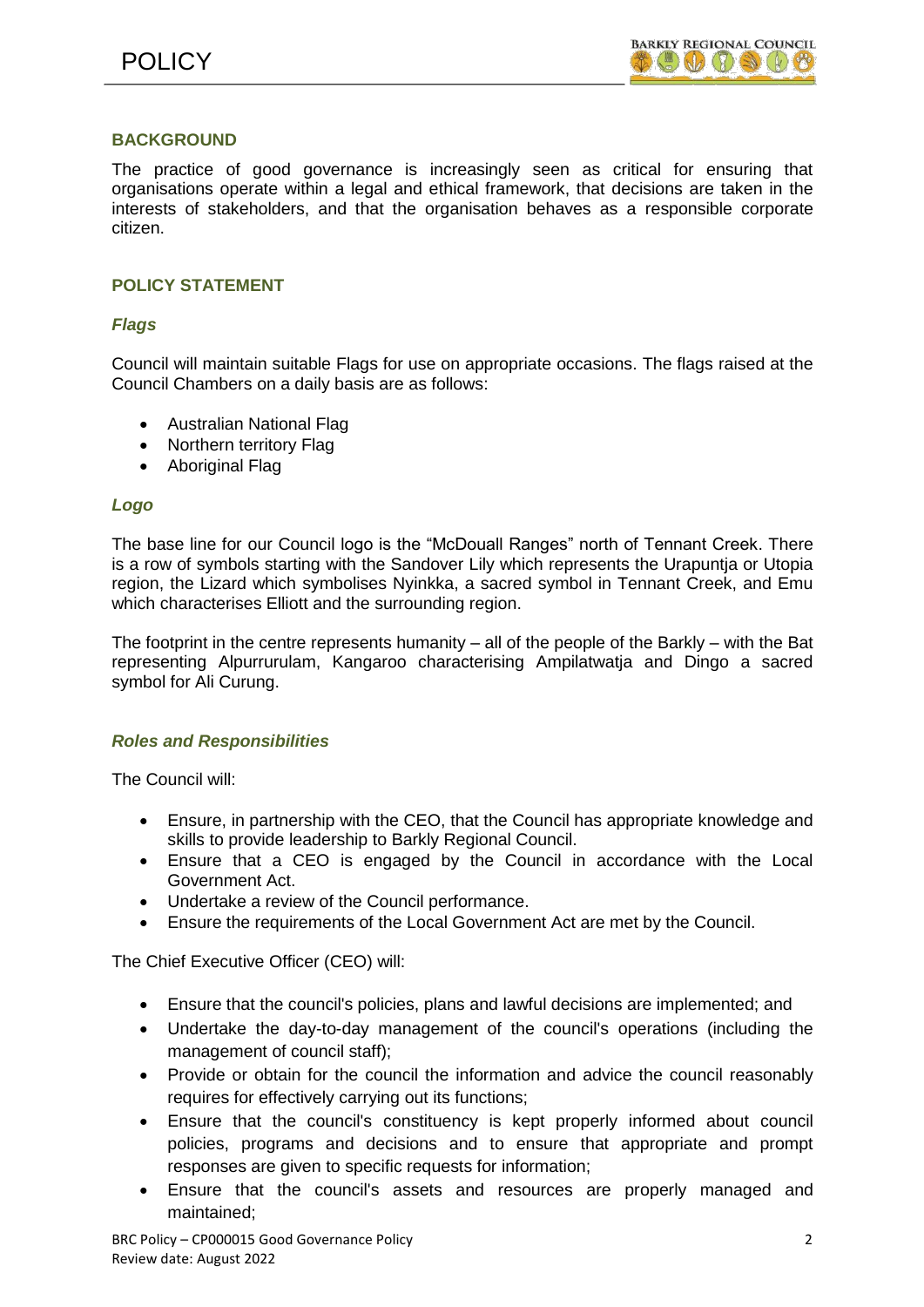## BACKGROUND

The practice of good governance is increasingly seen as critical for ensuring that organisations operate within a legal and ethical framework, that decisions are taken in the interests of stakeholders, and that the organisation behaves as a responsible corporate citizen.

## POLICY STATEMENT

### *Flags*

Council will maintain suitable Flags for use on appropriate occasions. The flags raised at the Council Chambers on a daily basis are as follows:

- Australian National Flag
- Northern territory Flag
- Aboriginal Flag

### *Logo*

The base line for our Council logo is the "McDouall Ranges" north of Tennant Creek. There is a row of symbols starting with the Sandover Lily which represents the Urapuntja or Utopia region, the Lizard which symbolises Nyinkka, a sacred symbol in Tennant Creek, and Emu which characterises Elliott and the surrounding region.

The footprint in the centre represents humanity – all of the people of the Barkly – with the Bat representing Alpurrurulam, Kangaroo characterising Ampilatwatja and Dingo a sacred symbol for Ali Curung.

### *Roles and Responsibilities*

The Council will:

- Ensure, in partnership with the CEO, that the Council has appropriate knowledge and skills to provide leadership to Barkly Regional Council.
- Ensure that a CEO is engaged by the Council in accordance with the Local Government Act.
- Undertake a review of the Council performance.
- Ensure the requirements of the Local Government Act are met by the Council.

The Chief Executive Officer (CEO) will:

- Ensure that the council's policies, plans and lawful decisions are implemented; and
- Undertake the day-to-day management of the council's operations (including the management of council staff);
- Provide or obtain for the council the information and advice the council reasonably requires for effectively carrying out its functions;
- Ensure that the council's constituency is kept properly informed about council policies, programs and decisions and to ensure that appropriate and prompt responses are given to specific requests for information;
- Ensure that the council's assets and resources are properly managed and maintained;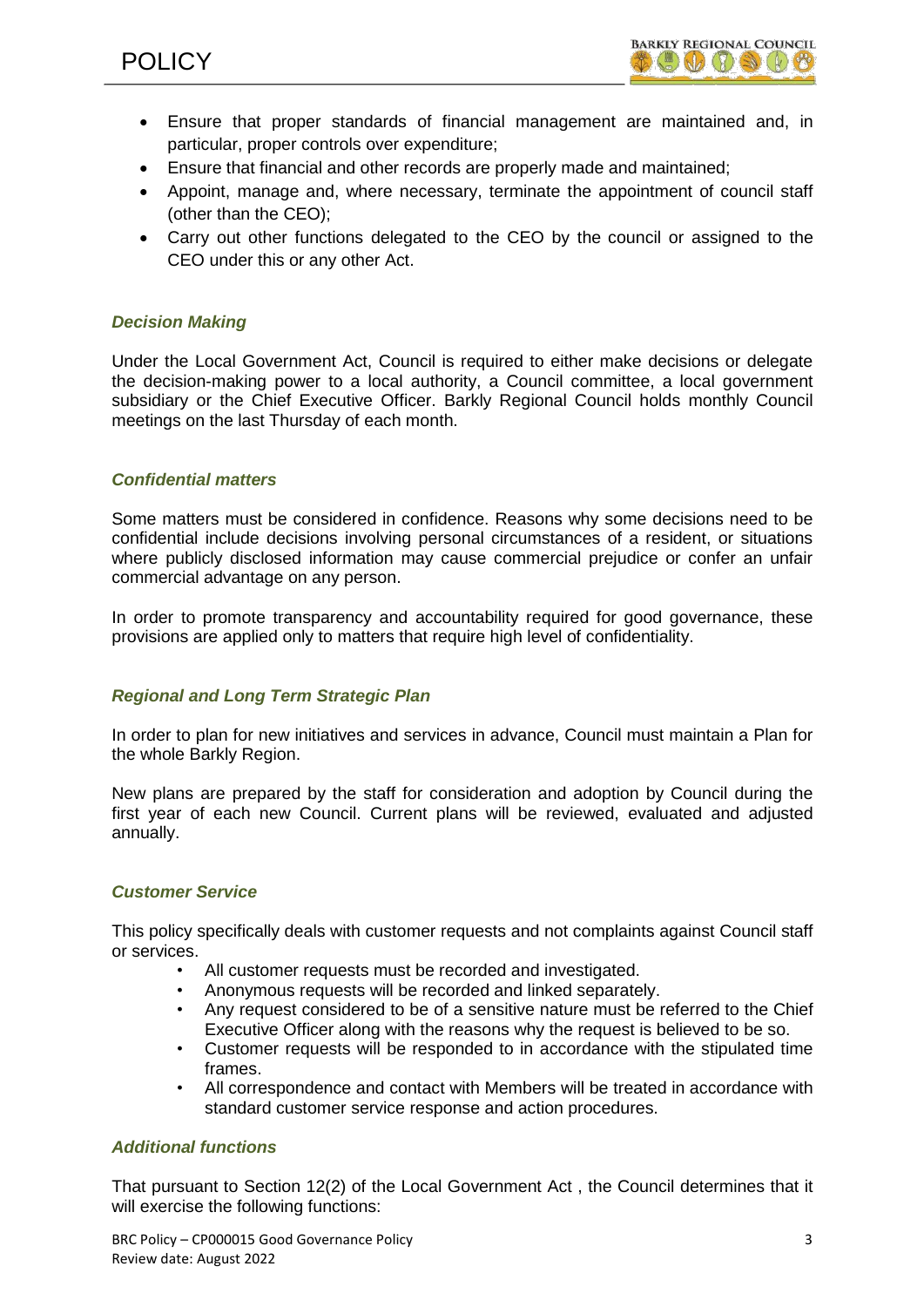- Ensure that proper standards of financial management are maintained and, in particular, proper controls over expenditure;
- Ensure that financial and other records are properly made and maintained;
- Appoint, manage and, where necessary, terminate the appointment of council staff (other than the CEO);
- Carry out other functions delegated to the CEO by the council or assigned to the CEO under this or any other Act.

### *Decision Making*

Under the Local Government Act, Council is required to either make decisions or delegate the decision-making power to a local authority, a Council committee, a local government subsidiary or the Chief Executive Officer. Barkly Regional Council holds monthly Council meetings on the last Thursday of each month.

### *Confidential matters*

Some matters must be considered in confidence. Reasons why some decisions need to be confidential include decisions involving personal circumstances of a resident, or situations where publicly disclosed information may cause commercial prejudice or confer an unfair commercial advantage on any person.

In order to promote transparency and accountability required for good governance, these provisions are applied only to matters that require high level of confidentiality.

### *Regional and Long Term Strategic Plan*

In order to plan for new initiatives and services in advance, Council must maintain a Plan for the whole Barkly Region.

New plans are prepared by the staff for consideration and adoption by Council during the first year of each new Council. Current plans will be reviewed, evaluated and adjusted annually.

### *Customer Service*

This policy specifically deals with customer requests and not complaints against Council staff or services.

- All customer requests must be recorded and investigated.
- Anonymous requests will be recorded and linked separately.
- Any request considered to be of a sensitive nature must be referred to the Chief Executive Officer along with the reasons why the request is believed to be so.
- Customer requests will be responded to in accordance with the stipulated time frames.
- All correspondence and contact with Members will be treated in accordance with standard customer service response and action procedures.

### *Additional functions*

That pursuant to Section 12(2) of the Local Government Act , the Council determines that it will exercise the following functions: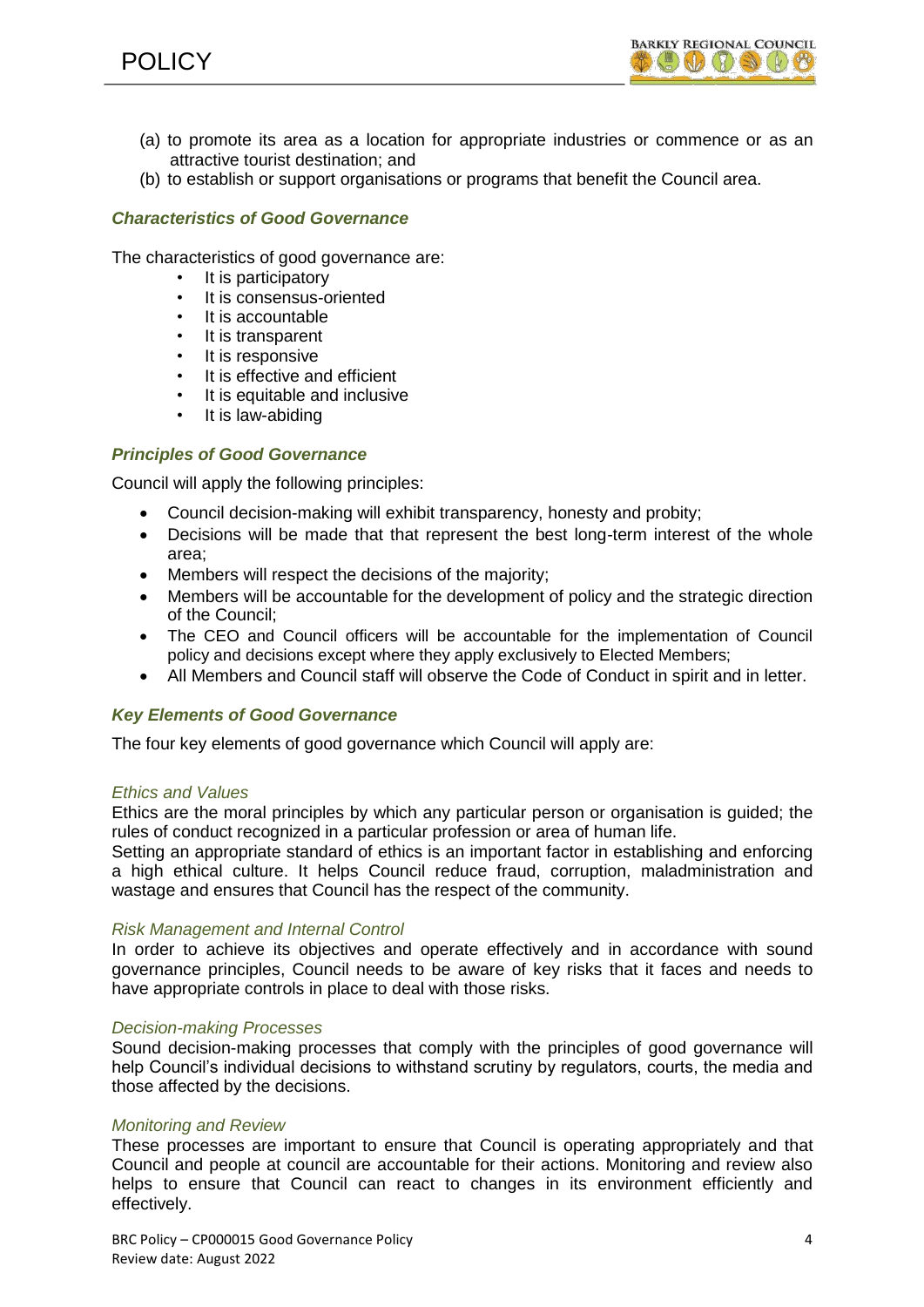(a) to promote its area as a location for appropriate industries or commence or as an attractive tourist destination; and
(b) to establish or support organisations or programs that benefit the Council area.

### *Characteristics of Good Governance*

The characteristics of good governance are:

- It is participatory
- It is consensus-oriented
- It is accountable
- It is transparent
- It is responsive
- It is effective and efficient
- It is equitable and inclusive
- It is law-abiding

### *Principles of Good Governance*

Council will apply the following principles:

- Council decision-making will exhibit transparency, honesty and probity;
- Decisions will be made that that represent the best long-term interest of the whole area;
- Members will respect the decisions of the majority;
- Members will be accountable for the development of policy and the strategic direction of the Council;
- The CEO and Council officers will be accountable for the implementation of Council policy and decisions except where they apply exclusively to Elected Members;
- All Members and Council staff will observe the Code of Conduct in spirit and in letter.

### *Key Elements of Good Governance*

The four key elements of good governance which Council will apply are:

#### *Ethics and Values*

Ethics are the moral principles by which any particular person or organisation is guided; the rules of conduct recognized in a particular profession or area of human life.
Setting an appropriate standard of ethics is an important factor in establishing and enforcing a high ethical culture. It helps Council reduce fraud, corruption, maladministration and wastage and ensures that Council has the respect of the community.

#### *Risk Management and Internal Control*

In order to achieve its objectives and operate effectively and in accordance with sound governance principles, Council needs to be aware of key risks that it faces and needs to have appropriate controls in place to deal with those risks.

#### *Decision-making Processes*

Sound decision-making processes that comply with the principles of good governance will help Council's individual decisions to withstand scrutiny by regulators, courts, the media and those affected by the decisions.

#### *Monitoring and Review*

These processes are important to ensure that Council is operating appropriately and that Council and people at council are accountable for their actions. Monitoring and review also helps to ensure that Council can react to changes in its environment efficiently and effectively.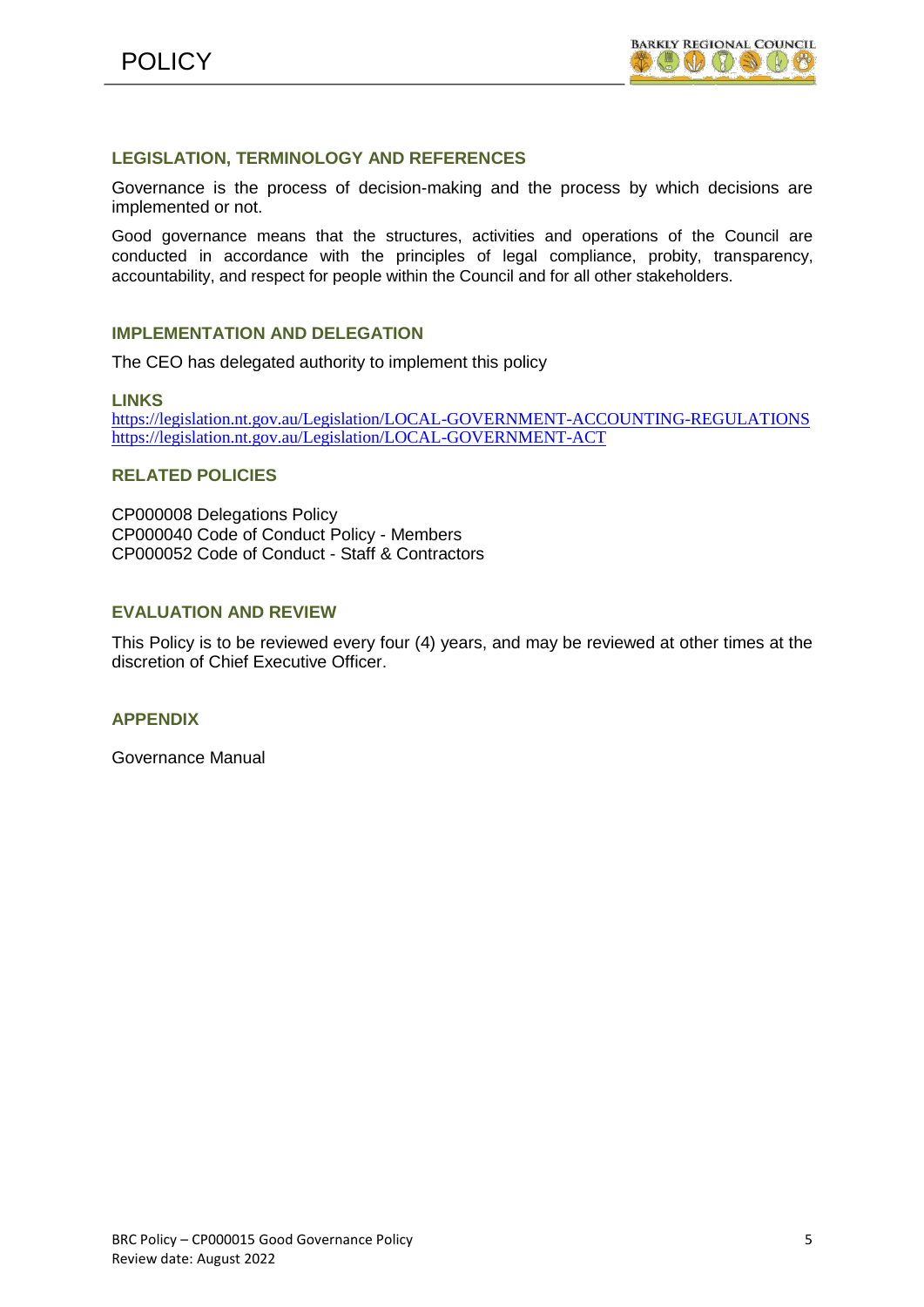## LEGISLATION, TERMINOLOGY AND REFERENCES

Governance is the process of decision-making and the process by which decisions are implemented or not.

Good governance means that the structures, activities and operations of the Council are conducted in accordance with the principles of legal compliance, probity, transparency, accountability, and respect for people within the Council and for all other stakeholders.

## IMPLEMENTATION AND DELEGATION

The CEO has delegated authority to implement this policy

## LINKS

https://legislation.nt.gov.au/Legislation/LOCAL-GOVERNMENT-ACCOUNTING-REGULATIONS
https://legislation.nt.gov.au/Legislation/LOCAL-GOVERNMENT-ACT

## RELATED POLICIES

CP000008 Delegations Policy
CP000040 Code of Conduct Policy - Members
CP000052 Code of Conduct - Staff & Contractors

## EVALUATION AND REVIEW

This Policy is to be reviewed every four (4) years, and may be reviewed at other times at the discretion of Chief Executive Officer.

## APPENDIX

Governance Manual